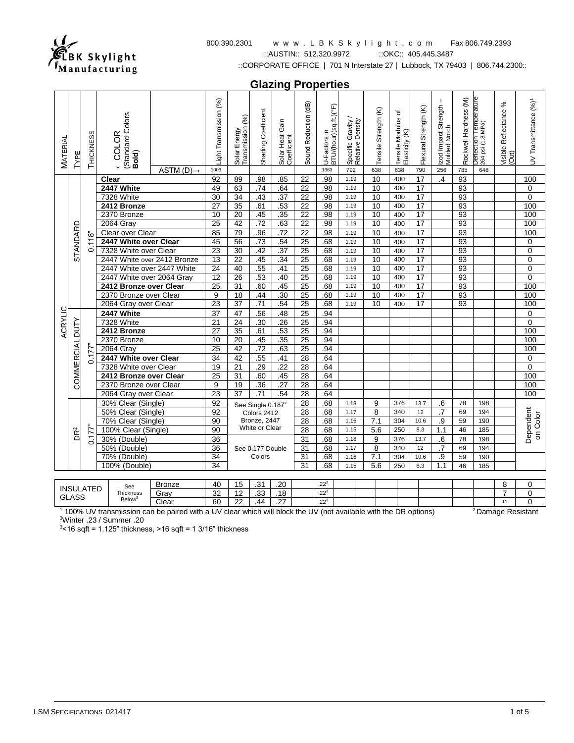LBK Skylight Manufacturing

800.390.2301 www.LBKSkylight.com Fax 806.749.2393

::AUSTIN:: 512.320.9972 ::OKC:: 405.445.3487

::CORPORATE OFFICE | 701 N Interstate 27 | Lubbock, TX 79403 | 806.744.2300::

## Glazing Properties

| Material | Type | Thickness | ←COLOR (Standard Colors **Bold**) | | Light Transmission (%) | Solar Energy Transmission (%) | Shading Coefficient | Solar Heat Gain Coefficient | Sound Reduction (dB) | U-Factors in BTU/(hour)(sq.ft.)(°F) | Specific Gravity / Relative Density | Tensile Strength (K) | Tensile Modulus of Elasticity (K) | Flexural Strength (K) | Izod Impact Strength – Molded Notch | Rockwell Hardness (M) | Deflection Temperature 264 psi (1.8 MPa) | Visible Reflectance % (Out) | UV Transmittance (%)[1] |
|---|---|---|---|---|---|---|---|---|---|---|---|---|---|---|---|---|---|---|---|
| | | | | ASTM (D)→ | 1003 | | | | | 1363 | 792 | 638 | 638 | 790 | 256 | 785 | 648 | | |
| ACRYLIC | STANDARD | 0.118" | **Clear** | | 92 | 89 | .98 | .85 | 22 | .98 | 1.19 | 10 | 400 | 17 | .4 | 93 | | | 100 |
| | | | **2447 White** | | 49 | 63 | .74 | .64 | 22 | .98 | 1.19 | 10 | 400 | 17 | | 93 | | | 0 |
| | | | 7328 White | | 30 | 34 | .43 | .37 | 22 | .98 | 1.19 | 10 | 400 | 17 | | 93 | | | 0 |
| | | | **2412 Bronze** | | 27 | 35 | .61 | .53 | 22 | .98 | 1.19 | 10 | 400 | 17 | | 93 | | | 100 |
| | | | 2370 Bronze | | 10 | 20 | .45 | .35 | 22 | .98 | 1.19 | 10 | 400 | 17 | | 93 | | | 100 |
| | | | 2064 Gray | | 25 | 42 | .72 | .63 | 22 | .98 | 1.19 | 10 | 400 | 17 | | 93 | | | 100 |
| | | | Clear over Clear | | 85 | 79 | .96 | .72 | 22 | .98 | 1.19 | 10 | 400 | 17 | | 93 | | | 100 |
| | | | **2447 White over Clear** | | 45 | 56 | .73 | .54 | 25 | .68 | 1.19 | 10 | 400 | 17 | | 93 | | | 0 |
| | | | 7328 White over Clear | | 23 | 30 | .42 | .37 | 25 | .68 | 1.19 | 10 | 400 | 17 | | 93 | | | 0 |
| | | | 2447 White over 2412 Bronze | | 13 | 22 | .45 | .34 | 25 | .68 | 1.19 | 10 | 400 | 17 | | 93 | | | 0 |
| | | | 2412 Bronze over 2447 White | | 24 | 40 | .55 | .41 | 25 | .68 | 1.19 | 10 | 400 | 17 | | 93 | | | 0 |
| | | | 2447 White over 2064 Gray | | 12 | 26 | .53 | .40 | 25 | .68 | 1.19 | 10 | 400 | 17 | | 93 | | | 0 |
| | | | **2412 Bronze over Clear** | | 25 | 31 | .60 | .45 | 25 | .68 | 1.19 | 10 | 400 | 17 | | 93 | | | 100 |
| | | | 2370 Bronze over Clear | | 9 | 18 | .44 | .30 | 25 | .68 | 1.19 | 10 | 400 | 17 | | 93 | | | 100 |
| | | | 2064 Gray over Clear | | 23 | 37 | .71 | .54 | 25 | .68 | 1.19 | 10 | 400 | 17 | | 93 | | | 100 |
| | COMMERCIAL DUTY | 0.177" | **2447 White** | | 37 | 47 | .56 | .48 | 25 | .94 | | | | | | | | | 0 |
| | | | 7328 White | | 21 | 24 | .30 | .26 | 25 | .94 | | | | | | | | | 0 |
| | | | **2412 Bronze** | | 27 | 35 | .61 | .53 | 25 | .94 | | | | | | | | | 100 |
| | | | 2370 Bronze | | 10 | 20 | .45 | .35 | 25 | .94 | | | | | | | | | 100 |
| | | | 2064 Gray | | 25 | 42 | .72 | .63 | 25 | .94 | | | | | | | | | 100 |
| | | | **2447 White over Clear** | | 34 | 42 | .55 | .41 | 28 | .64 | | | | | | | | | 0 |
| | | | 7328 White over Clear | | 19 | 21 | .29 | .22 | 28 | .64 | | | | | | | | | 0 |
| | | | **2412 Bronze over Clear** | | 25 | 31 | .60 | .45 | 28 | .64 | | | | | | | | | 100 |
| | | | 2370 Bronze over Clear | | 9 | 19 | .36 | .27 | 28 | .64 | | | | | | | | | 100 |
| | | | 2064 Gray over Clear | | 23 | 37 | .71 | .54 | 28 | .64 | | | | | | | | | 100 |
| | DR[2] | 0.177" | 30% Clear (Single) | | 92 | See Single 0.187" Colors 2412 Bronze, 2447 White or Clear | | | 28 | .68 | 1.18 | 9 | 376 | 13.7 | .6 | 78 | 198 | | Dependent on Color |
| | | | 50% Clear (Single) | | 92 | | | | 28 | .68 | 1.17 | 8 | 340 | 12 | .7 | 69 | 194 | | |
| | | | 70% Clear (Single) | | 90 | | | | 28 | .68 | 1.16 | 7.1 | 304 | 10.6 | .9 | 59 | 190 | | |
| | | | 100% Clear (Single) | | 90 | | | | 28 | .68 | 1.15 | 5.6 | 250 | 8.3 | 1.1 | 46 | 185 | | |
| | | | 30% (Double) | | 36 | See 0.177 Double Colors | | | 31 | .68 | 1.18 | 9 | 376 | 13.7 | .6 | 78 | 198 | | |
| | | | 50% (Double) | | 36 | | | | 31 | .68 | 1.17 | 8 | 340 | 12 | .7 | 69 | 194 | | |
| | | | 70% (Double) | | 34 | | | | 31 | .68 | 1.16 | 7.1 | 304 | 10.6 | .9 | 59 | 190 | | |
| | | | 100% (Double) | | 34 | | | | 31 | .68 | 1.15 | 5.6 | 250 | 8.3 | 1.1 | 46 | 185 | | |
| INSULATED GLASS | | | See Thickness Below[3] | Bronze | 40 | 15 | .31 | .20 | | .22[3] | | | | | | | | 8 | 0 |
| | | | | Gray | 32 | 12 | .33 | .18 | | .22[3] | | | | | | | | 7 | 0 |
| | | | | Clear | 60 | 22 | .44 | .27 | | .22[3] | | | | | | | | 11 | 0 |

[1] 100% UV transmission can be paired with a UV clear which will block the UV (not available with the DR options)

[2] Damage Resistant

[3] Winter .23 / Summer .20

[3] <16 sqft = 1.125" thickness, >16 sqft = 1 3/16" thickness

LSM SPECIFICATIONS 021417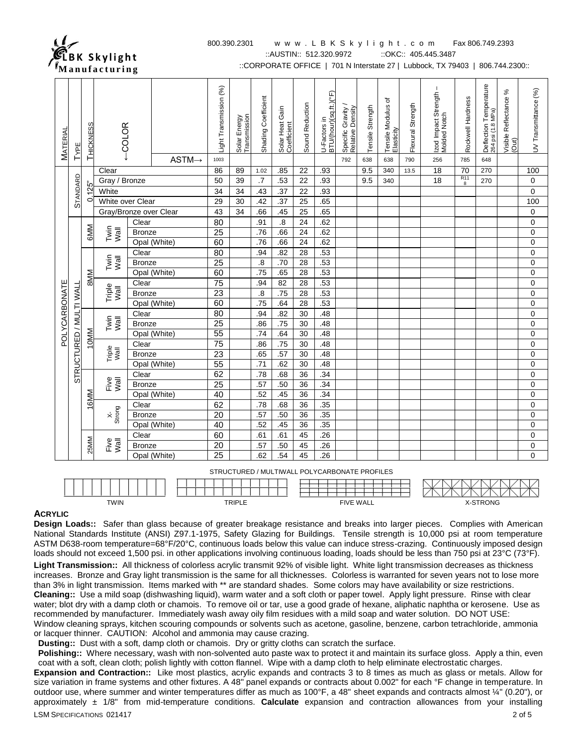| MATERIAL | TYPE | THICKNESS | ←COLOR | | Light Transmission (%) | Solar Energy Transmission | Shading Coefficient | Solar Heat Gain Coefficient | Sound Reduction | U-Factors in BTU/(hour)(sq.ft.)(°F) | Specific Gravity / Relative Density | Tensile Strength | Tensile Modulus of Elasticity | Flexural Strength | Izod Impact Strength – Molded Notch | Rockwell Hardness | Deflection Temperature 264 psi (1.8 MPa) | Visible Reflectance % (Out) | UV Transmittance (%) |
|---|---|---|---|---|---|---|---|---|---|---|---|---|---|---|---|---|---|---|---|
| | | | | ASTM→ | 1003 | | | | | | 792 | 638 | 638 | 790 | 256 | 785 | 648 | | |
| POLYCARBONATE | STANDARD | 0.125" | Clear | | 86 | 89 | 1.02 | .85 | 22 | .93 | | 9.5 | 340 | 13.5 | 18 | 70 | 270 | | 100 |
| | | | Gray / Bronze | | 50 | 39 | .7 | .53 | 22 | .93 | | 9.5 | 340 | | 18 | R11 8 | 270 | | 0 |
| | | | White | | 34 | 34 | .43 | .37 | 22 | .93 | | | | | | | | | 0 |
| | | | White over Clear | | 29 | 30 | .42 | .37 | 25 | .65 | | | | | | | | | 100 |
| | | | Gray/Bronze over Clear | | 43 | 34 | .66 | .45 | 25 | .65 | | | | | | | | | 0 |
| | STRUCTURED / MULTI WALL | 6MM | Twin Wall | Clear | 80 | | .91 | .8 | 24 | .62 | | | | | | | | | 0 |
| | | | | Bronze | 25 | | .76 | .66 | 24 | .62 | | | | | | | | | 0 |
| | | | | Opal (White) | 60 | | .76 | .66 | 24 | .62 | | | | | | | | | 0 |
| | | 8MM | Twin Wall | Clear | 80 | | .94 | .82 | 28 | .53 | | | | | | | | | 0 |
| | | | | Bronze | 25 | | .8 | .70 | 28 | .53 | | | | | | | | | 0 |
| | | | | Opal (White) | 60 | | .75 | .65 | 28 | .53 | | | | | | | | | 0 |
| | | | Triple Wall | Clear | 75 | | .94 | 82 | 28 | .53 | | | | | | | | | 0 |
| | | | | Bronze | 23 | | .8 | .75 | 28 | .53 | | | | | | | | | 0 |
| | | | | Opal (White) | 60 | | .75 | .64 | 28 | .53 | | | | | | | | | 0 |
| | | 10MM | Twin Wall | Clear | 80 | | .94 | .82 | 30 | .48 | | | | | | | | | 0 |
| | | | | Bronze | 25 | | .86 | .75 | 30 | .48 | | | | | | | | | 0 |
| | | | | Opal (White) | 55 | | .74 | .64 | 30 | .48 | | | | | | | | | 0 |
| | | | Triple Wall | Clear | 75 | | .86 | .75 | 30 | .48 | | | | | | | | | 0 |
| | | | | Bronze | 23 | | .65 | .57 | 30 | .48 | | | | | | | | | 0 |
| | | | | Opal (White) | 55 | | .71 | .62 | 30 | .48 | | | | | | | | | 0 |
| | | 16MM | Five Wall | Clear | 62 | | .78 | .68 | 36 | .34 | | | | | | | | | 0 |
| | | | | Bronze | 25 | | .57 | .50 | 36 | .34 | | | | | | | | | 0 |
| | | | | Opal (White) | 40 | | .52 | .45 | 36 | .34 | | | | | | | | | 0 |
| | | | X-Strong | Clear | 62 | | .78 | .68 | 36 | .35 | | | | | | | | | 0 |
| | | | | Bronze | 20 | | .57 | .50 | 36 | .35 | | | | | | | | | 0 |
| | | | | Opal (White) | 40 | | .52 | .45 | 36 | .35 | | | | | | | | | 0 |
| | | 25MM | Five Wall | Clear | 60 | | .61 | .61 | 45 | .26 | | | | | | | | | 0 |
| | | | | Bronze | 20 | | .57 | .50 | 45 | .26 | | | | | | | | | 0 |
| | | | | Opal (White) | 25 | | .62 | .54 | 45 | .26 | | | | | | | | | 0 |

STRUCTURED / MULTIWALL POLYCARBONATE PROFILES

TWIN | TRIPLE | FIVE WALL | X-STRONG

### ACRYLIC

**Design Loads::** Safer than glass because of greater breakage resistance and breaks into larger pieces. Complies with American National Standards Institute (ANSI) Z97.1-1975, Safety Glazing for Buildings. Tensile strength is 10,000 psi at room temperature ASTM D638-room temperature=68°F/20°C, continuous loads below this value can induce stress-crazing. Continuously imposed design loads should not exceed 1,500 psi. in other applications involving continuous loading, loads should be less than 750 psi at 23°C (73°F).

**Light Transmission::** All thickness of colorless acrylic transmit 92% of visible light. White light transmission decreases as thickness increases. Bronze and Gray light transmission is the same for all thicknesses. Colorless is warranted for seven years not to lose more than 3% in light transmission. Items marked with ** are standard shades. Some colors may have availability or size restrictions.

**Cleaning::** Use a mild soap (dishwashing liquid), warm water and a soft cloth or paper towel. Apply light pressure. Rinse with clear water; blot dry with a damp cloth or chamois. To remove oil or tar, use a good grade of hexane, aliphatic naphtha or kerosene. Use as recommended by manufacturer. Immediately wash away oily film residues with a mild soap and water solution. DO NOT USE: Window cleaning sprays, kitchen scouring compounds or solvents such as acetone, gasoline, benzene, carbon tetrachloride, ammonia or lacquer thinner. CAUTION: Alcohol and ammonia may cause crazing.

**Dusting::** Dust with a soft, damp cloth or chamois. Dry or gritty cloths can scratch the surface.

**Polishing::** Where necessary, wash with non-solvented auto paste wax to protect it and maintain its surface gloss. Apply a thin, even coat with a soft, clean cloth; polish lightly with cotton flannel. Wipe with a damp cloth to help eliminate electrostatic charges.

**Expansion and Contraction::** Like most plastics, acrylic expands and contracts 3 to 8 times as much as glass or metals. Allow for size variation in frame systems and other fixtures. A 48" panel expands or contracts about 0.002" for each °F change in temperature. In outdoor use, where summer and winter temperatures differ as much as 100°F, a 48" sheet expands and contracts almost ¼" (0.20"), or approximately ± 1/8" from mid-temperature conditions. **Calculate** expansion and contraction allowances from your installing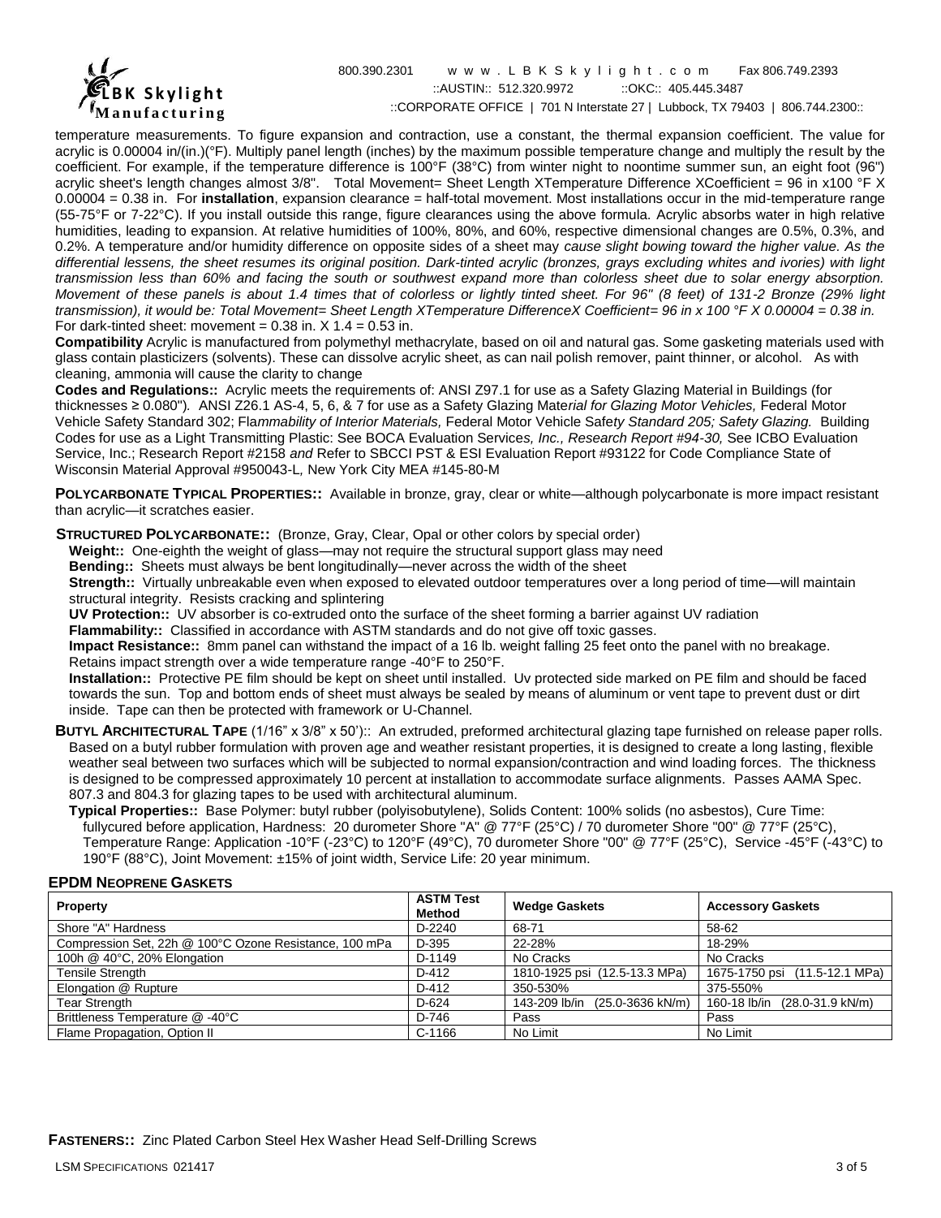temperature measurements. To figure expansion and contraction, use a constant, the thermal expansion coefficient. The value for acrylic is 0.00004 in/(in.)(°F). Multiply panel length (inches) by the maximum possible temperature change and multiply the result by the coefficient. For example, if the temperature difference is 100°F (38°C) from winter night to noontime summer sun, an eight foot (96") acrylic sheet's length changes almost 3/8". Total Movement= Sheet Length XTemperature Difference XCoefficient = 96 in x100 °F X 0.00004 = 0.38 in. For **installation**, expansion clearance = half-total movement. Most installations occur in the mid-temperature range (55-75°F or 7-22°C). If you install outside this range, figure clearances using the above formula. Acrylic absorbs water in high relative humidities, leading to expansion. At relative humidities of 100%, 80%, and 60%, respective dimensional changes are 0.5%, 0.3%, and 0.2%. A temperature and/or humidity difference on opposite sides of a sheet may *cause slight bowing toward the higher value. As the differential lessens, the sheet resumes its original position. Dark-tinted acrylic (bronzes, grays excluding whites and ivories) with light transmission less than 60% and facing the south or southwest expand more than colorless sheet due to solar energy absorption. Movement of these panels is about 1.4 times that of colorless or lightly tinted sheet. For 96" (8 feet) of 131-2 Bronze (29% light transmission), it would be: Total Movement= Sheet Length XTemperature DifferenceX Coefficient= 96 in x 100 °F X 0.00004 = 0.38 in.* For dark-tinted sheet: movement = 0.38 in. X 1.4 = 0.53 in.

**Compatibility** Acrylic is manufactured from polymethyl methacrylate, based on oil and natural gas. Some gasketing materials used with glass contain plasticizers (solvents). These can dissolve acrylic sheet, as can nail polish remover, paint thinner, or alcohol. As with cleaning, ammonia will cause the clarity to change

**Codes and Regulations::** Acrylic meets the requirements of: ANSI Z97.1 for use as a Safety Glazing Material in Buildings (for thicknesses ≥ 0.080"). ANSI Z26.1 AS-4, 5, 6, & 7 for use as a Safety Glazing Mate*rial for Glazing Motor Vehicles,* Federal Motor Vehicle Safety Standard 302; Fla*mmability of Interior Materials,* Federal Motor Vehicle Safe*ty Standard 205; Safety Glazing.* Building Codes for use as a Light Transmitting Plastic: See BOCA Evaluation Service*s, Inc., Research Report #94-30,* See ICBO Evaluation Service, Inc.; Research Report #2158 *and* Refer to SBCCI PST & ESI Evaluation Report #93122 for Code Compliance State of Wisconsin Material Approval #950043-L*,* New York City MEA #145-80-M

**POLYCARBONATE TYPICAL PROPERTIES::** Available in bronze, gray, clear or white—although polycarbonate is more impact resistant than acrylic—it scratches easier.

**STRUCTURED POLYCARBONATE::** (Bronze, Gray, Clear, Opal or other colors by special order)

**Weight::** One-eighth the weight of glass—may not require the structural support glass may need

**Bending::** Sheets must always be bent longitudinally—never across the width of the sheet

**Strength::** Virtually unbreakable even when exposed to elevated outdoor temperatures over a long period of time—will maintain structural integrity. Resists cracking and splintering

**UV Protection::** UV absorber is co-extruded onto the surface of the sheet forming a barrier against UV radiation

**Flammability::** Classified in accordance with ASTM standards and do not give off toxic gasses.

**Impact Resistance::** 8mm panel can withstand the impact of a 16 lb. weight falling 25 feet onto the panel with no breakage. Retains impact strength over a wide temperature range -40°F to 250°F.

**Installation::** Protective PE film should be kept on sheet until installed. Uv protected side marked on PE film and should be faced towards the sun. Top and bottom ends of sheet must always be sealed by means of aluminum or vent tape to prevent dust or dirt inside. Tape can then be protected with framework or U-Channel.

**BUTYL ARCHITECTURAL TAPE** (1/16" x 3/8" x 50')**::** An extruded, preformed architectural glazing tape furnished on release paper rolls. Based on a butyl rubber formulation with proven age and weather resistant properties, it is designed to create a long lasting, flexible weather seal between two surfaces which will be subjected to normal expansion/contraction and wind loading forces. The thickness is designed to be compressed approximately 10 percent at installation to accommodate surface alignments. Passes AAMA Spec. 807.3 and 804.3 for glazing tapes to be used with architectural aluminum.

**Typical Properties::** Base Polymer: butyl rubber (polyisobutylene), Solids Content: 100% solids (no asbestos), Cure Time: fullycured before application, Hardness: 20 durometer Shore "A" @ 77°F (25°C) / 70 durometer Shore "00" @ 77°F (25°C), Temperature Range: Application -10°F (-23°C) to 120°F (49°C), 70 durometer Shore "00" @ 77°F (25°C), Service -45°F (-43°C) to 190°F (88°C), Joint Movement: ±15% of joint width, Service Life: 20 year minimum.

**EPDM NEOPRENE GASKETS**

| Property | ASTM Test Method | Wedge Gaskets | Accessory Gaskets |
|---|---|---|---|
| Shore "A" Hardness | D-2240 | 68-71 | 58-62 |
| Compression Set, 22h @ 100°C Ozone Resistance, 100 mPa | D-395 | 22-28% | 18-29% |
| 100h @ 40°C, 20% Elongation | D-1149 | No Cracks | No Cracks |
| Tensile Strength | D-412 | 1810-1925 psi (12.5-13.3 MPa) | 1675-1750 psi (11.5-12.1 MPa) |
| Elongation @ Rupture | D-412 | 350-530% | 375-550% |
| Tear Strength | D-624 | 143-209 lb/in (25.0-3636 kN/m) | 160-18 lb/in (28.0-31.9 kN/m) |
| Brittleness Temperature @ -40°C | D-746 | Pass | Pass |
| Flame Propagation, Option II | C-1166 | No Limit | No Limit |

**FASTENERS::** Zinc Plated Carbon Steel Hex Washer Head Self-Drilling Screws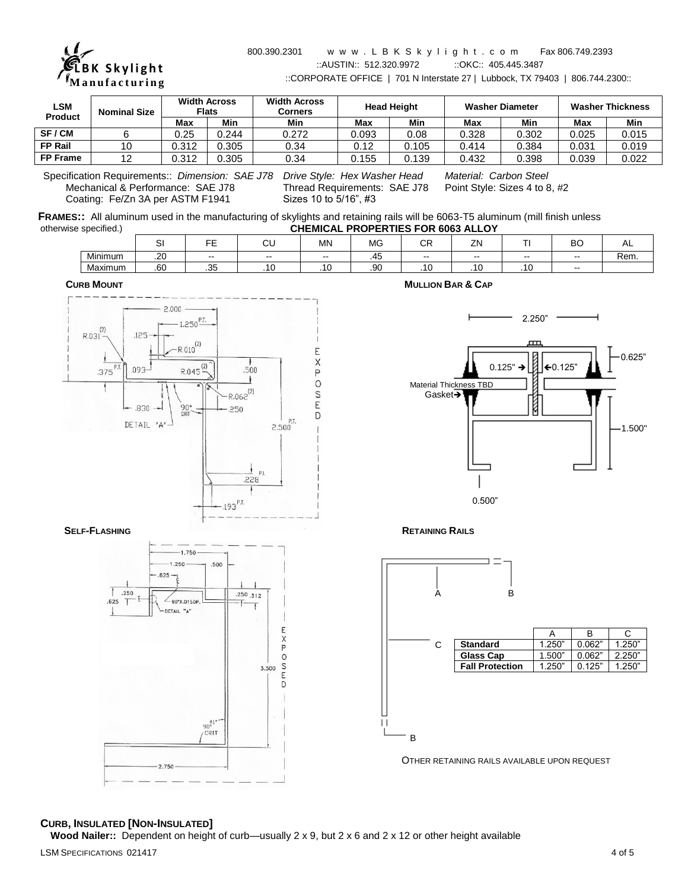| LSM Product | Nominal Size | Width Across Flats | | Width Across Corners | Head Height | | Washer Diameter | | Washer Thickness | |
|---|---|---|---|---|---|---|---|---|---|---|
| | | Max | Min | Min | Max | Min | Max | Min | Max | Min |
| SF / CM | 6 | 0.25 | 0.244 | 0.272 | 0.093 | 0.08 | 0.328 | 0.302 | 0.025 | 0.015 |
| FP Rail | 10 | 0.312 | 0.305 | 0.34 | 0.12 | 0.105 | 0.414 | 0.384 | 0.031 | 0.019 |
| FP Frame | 12 | 0.312 | 0.305 | 0.34 | 0.155 | 0.139 | 0.432 | 0.398 | 0.039 | 0.022 |

Specification Requirements:: *Dimension: SAE J78*
Mechanical & Performance: SAE J78
Coating: Fe/Zn 3A per ASTM F1941

*Drive Style: Hex Washer Head*
Thread Requirements: SAE J78
Sizes 10 to 5/16", #3

*Material: Carbon Steel*
Point Style: Sizes 4 to 8, #2

**FRAMES::** All aluminum used in the manufacturing of skylights and retaining rails will be 6063-T5 aluminum (mill finish unless otherwise specified.)

**CHEMICAL PROPERTIES FOR 6063 ALLOY**

| | SI | FE | CU | MN | MG | CR | ZN | TI | BO | AL |
|---|---|---|---|---|---|---|---|---|---|---|
| Minimum | .20 | -- | -- | -- | .45 | -- | -- | -- | -- | Rem. |
| Maximum | .60 | .35 | .10 | .10 | .90 | .10 | .10 | .10 | -- | |

**CURB MOUNT**

**MULLION BAR & CAP**

2.250"
0.625"
0.125" ➔ ←0.125"
Material Thickness TBD
Gasket➔
1.500"
0.500"

**SELF-FLASHING**

**RETAINING RAILS**

| | A | B | C |
|---|---|---|---|
| **Standard** | 1.250" | 0.062" | 1.250" |
| **Glass Cap** | 1.500" | 0.062" | 2.250" |
| **Fall Protection** | 1.250" | 0.125" | 1.250" |

OTHER RETAINING RAILS AVAILABLE UPON REQUEST

**CURB, INSULATED [NON-INSULATED]**

**Wood Nailer::** Dependent on height of curb—usually 2 x 9, but 2 x 6 and 2 x 12 or other height available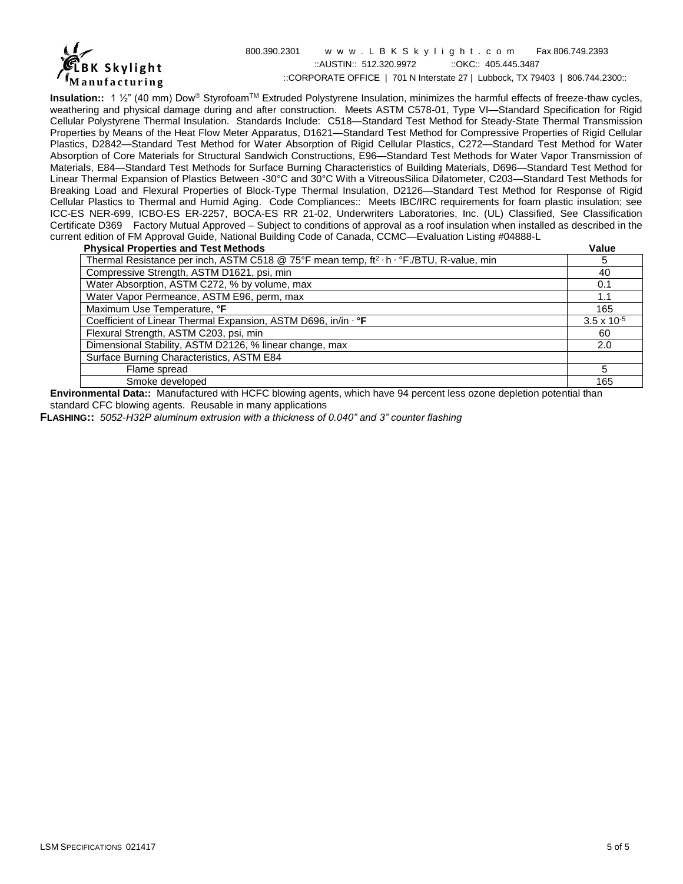**Insulation::** 1 ½" (40 mm) Dow® Styrofoam™ Extruded Polystyrene Insulation, minimizes the harmful effects of freeze-thaw cycles, weathering and physical damage during and after construction. Meets ASTM C578-01, Type VI—Standard Specification for Rigid Cellular Polystyrene Thermal Insulation. Standards Include: C518—Standard Test Method for Steady-State Thermal Transmission Properties by Means of the Heat Flow Meter Apparatus, D1621—Standard Test Method for Compressive Properties of Rigid Cellular Plastics, D2842—Standard Test Method for Water Absorption of Rigid Cellular Plastics, C272—Standard Test Method for Water Absorption of Core Materials for Structural Sandwich Constructions, E96—Standard Test Methods for Water Vapor Transmission of Materials, E84—Standard Test Methods for Surface Burning Characteristics of Building Materials, D696—Standard Test Method for Linear Thermal Expansion of Plastics Between -30°C and 30°C With a VitreousSilica Dilatometer, C203—Standard Test Methods for Breaking Load and Flexural Properties of Block-Type Thermal Insulation, D2126—Standard Test Method for Response of Rigid Cellular Plastics to Thermal and Humid Aging. Code Compliances:: Meets IBC/IRC requirements for foam plastic insulation; see ICC-ES NER-699, ICBO-ES ER-2257, BOCA-ES RR 21-02, Underwriters Laboratories, Inc. (UL) Classified, See Classification Certificate D369 Factory Mutual Approved – Subject to conditions of approval as a roof insulation when installed as described in the current edition of FM Approval Guide, National Building Code of Canada, CCMC—Evaluation Listing #04888-L

| **Physical Properties and Test Methods** | **Value** |
|---|---|
| Thermal Resistance per inch, ASTM C518 @ 75°F mean temp, $ft^2 \cdot h \cdot °F$./BTU, R-value, min | 5 |
| Compressive Strength, ASTM D1621, psi, min | 40 |
| Water Absorption, ASTM C272, % by volume, max | 0.1 |
| Water Vapor Permeance, ASTM E96, perm, max | 1.1 |
| Maximum Use Temperature, **°F** | 165 |
| Coefficient of Linear Thermal Expansion, ASTM D696, in/in · **°F** | $3.5 \times 10^{-5}$ |
| Flexural Strength, ASTM C203, psi, min | 60 |
| Dimensional Stability, ASTM D2126, % linear change, max | 2.0 |
| Surface Burning Characteristics, ASTM E84 | |
| Flame spread | 5 |
| Smoke developed | 165 |

**Environmental Data::** Manufactured with HCFC blowing agents, which have 94 percent less ozone depletion potential than standard CFC blowing agents. Reusable in many applications

**FLASHING::** *5052-H32P aluminum extrusion with a thickness of 0.040" and 3" counter flashing*